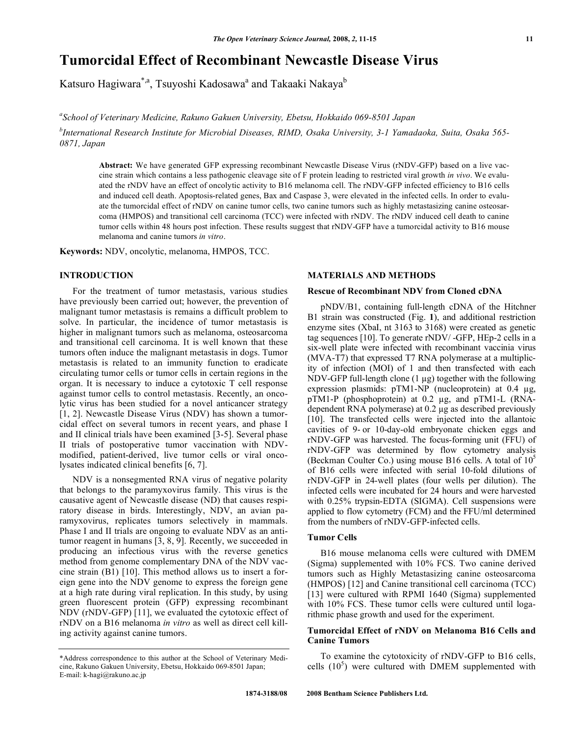# Tumorcidal Effect of Recombinant Newcastle Disease Virus

Katsuro Hagiwara[*,a], Tsuyoshi Kadosawa[a] and Takaaki Nakaya[b]

[a]School of Veterinary Medicine, Rakuno Gakuen University, Ebetsu, Hokkaido 069-8501 Japan

[b]International Research Institute for Microbial Diseases, RIMD, Osaka University, 3-1 Yamadaoka, Suita, Osaka 565-0871, Japan

**Abstract:** We have generated GFP expressing recombinant Newcastle Disease Virus (rNDV-GFP) based on a live vaccine strain which contains a less pathogenic cleavage site of F protein leading to restricted viral growth *in vivo*. We evaluated the rNDV have an effect of oncolytic activity to B16 melanoma cell. The rNDV-GFP infected efficiency to B16 cells and induced cell death. Apoptosis-related genes, Bax and Caspase 3, were elevated in the infected cells. In order to evaluate the tumorcidal effect of rNDV on canine tumor cells, two canine tumors such as highly metastasizing canine osteosarcoma (HMPOS) and transitional cell carcinoma (TCC) were infected with rNDV. The rNDV induced cell death to canine tumor cells within 48 hours post infection. These results suggest that rNDV-GFP have a tumorcidal activity to B16 mouse melanoma and canine tumors *in vitro*.

**Keywords:** NDV, oncolytic, melanoma, HMPOS, TCC.

## INTRODUCTION

For the treatment of tumor metastasis, various studies have previously been carried out; however, the prevention of malignant tumor metastasis is remains a difficult problem to solve. In particular, the incidence of tumor metastasis is higher in malignant tumors such as melanoma, osteosarcoma and transitional cell carcinoma. It is well known that these tumors often induce the malignant metastasis in dogs. Tumor metastasis is related to an immunity function to eradicate circulating tumor cells or tumor cells in certain regions in the organ. It is necessary to induce a cytotoxic T cell response against tumor cells to control metastasis. Recently, an oncolytic virus has been studied for a novel anticancer strategy [1, 2]. Newcastle Disease Virus (NDV) has shown a tumorcidal effect on several tumors in recent years, and phase I and II clinical trials have been examined [3-5]. Several phase II trials of postoperative tumor vaccination with NDV-modified, patient-derived, live tumor cells or viral oncolysates indicated clinical benefits [6, 7].

NDV is a nonsegmented RNA virus of negative polarity that belongs to the paramyxovirus family. This virus is the causative agent of Newcastle disease (ND) that causes respiratory disease in birds. Interestingly, NDV, an avian paramyxovirus, replicates tumors selectively in mammals. Phase I and II trials are ongoing to evaluate NDV as an antitumor reagent in humans [3, 8, 9]. Recently, we succeeded in producing an infectious virus with the reverse genetics method from genome complementary DNA of the NDV vaccine strain (B1) [10]. This method allows us to insert a foreign gene into the NDV genome to express the foreign gene at a high rate during viral replication. In this study, by using green fluorescent protein (GFP) expressing recombinant NDV (rNDV-GFP) [11], we evaluated the cytotoxic effect of rNDV on a B16 melanoma *in vitro* as well as direct cell killing activity against canine tumors.

## MATERIALS AND METHODS

### Rescue of Recombinant NDV from Cloned cDNA

pNDV/B1, containing full-length cDNA of the Hitchner B1 strain was constructed (Fig. **1**), and additional restriction enzyme sites (XbaI, nt 3163 to 3168) were created as genetic tag sequences [10]. To generate rNDV/ -GFP, HEp-2 cells in a six-well plate were infected with recombinant vaccinia virus (MVA-T7) that expressed T7 RNA polymerase at a multiplicity of infection (MOI) of 1 and then transfected with each NDV-GFP full-length clone (1 µg) together with the following expression plasmids: pTM1-NP (nucleoprotein) at 0.4 µg, pTM1-P (phosphoprotein) at 0.2 µg, and pTM1-L (RNA-dependent RNA polymerase) at 0.2 µg as described previously [10]. The transfected cells were injected into the allantoic cavities of 9- or 10-day-old embryonate chicken eggs and rNDV-GFP was harvested. The focus-forming unit (FFU) of rNDV-GFP was determined by flow cytometry analysis (Beckman Coulter Co.) using mouse B16 cells. A total of $10^5$ of B16 cells were infected with serial 10-fold dilutions of rNDV-GFP in 24-well plates (four wells per dilution). The infected cells were incubated for 24 hours and were harvested with 0.25% trypsin-EDTA (SIGMA). Cell suspensions were applied to flow cytometry (FCM) and the FFU/ml determined from the numbers of rNDV-GFP-infected cells.

### Tumor Cells

B16 mouse melanoma cells were cultured with DMEM (Sigma) supplemented with 10% FCS. Two canine derived tumors such as Highly Metastasizing canine osteosarcoma (HMPOS) [12] and Canine transitional cell carcinoma (TCC) [13] were cultured with RPMI 1640 (Sigma) supplemented with 10% FCS. These tumor cells were cultured until logarithmic phase growth and used for the experiment.

### Tumorcidal Effect of rNDV on Melanoma B16 Cells and Canine Tumors

To examine the cytotoxicity of rNDV-GFP to B16 cells, cells ($10^5$) were cultured with DMEM supplemented with

*Address correspondence to this author at the School of Veterinary Medicine, Rakuno Gakuen University, Ebetsu, Hokkaido 069-8501 Japan; E-mail: k-hagi@rakuno.ac.jp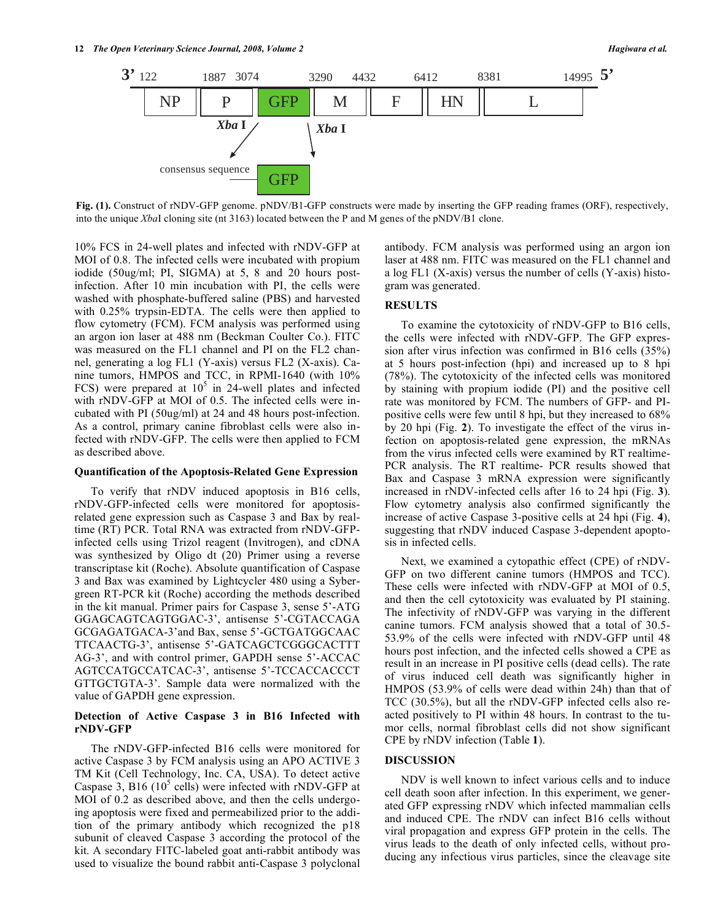3' 122 1887 3074 3290 4432 6412 8381 14995 5'

NP | P | GFP | M | F | HN | L

*Xba* I — *Xba* I

consensus sequence — GFP

**Fig. (1).** Construct of rNDV-GFP genome. pNDV/B1-GFP constructs were made by inserting the GFP reading frames (ORF), respectively, into the unique *Xba*I cloning site (nt 3163) located between the P and M genes of the pNDV/B1 clone.

10% FCS in 24-well plates and infected with rNDV-GFP at MOI of 0.8. The infected cells were incubated with propium iodide (50ug/ml; PI, SIGMA) at 5, 8 and 20 hours post-infection. After 10 min incubation with PI, the cells were washed with phosphate-buffered saline (PBS) and harvested with 0.25% trypsin-EDTA. The cells were then applied to flow cytometry (FCM). FCM analysis was performed using an argon ion laser at 488 nm (Beckman Coulter Co.). FITC was measured on the FL1 channel and PI on the FL2 channel, generating a log FL1 (Y-axis) versus FL2 (X-axis). Canine tumors, HMPOS and TCC, in RPMI-1640 (with 10% FCS) were prepared at $10^5$ in 24-well plates and infected with rNDV-GFP at MOI of 0.5. The infected cells were incubated with PI (50ug/ml) at 24 and 48 hours post-infection. As a control, primary canine fibroblast cells were also infected with rNDV-GFP. The cells were then applied to FCM as described above.

### Quantification of the Apoptosis-Related Gene Expression

To verify that rNDV induced apoptosis in B16 cells, rNDV-GFP-infected cells were monitored for apoptosis-related gene expression such as Caspase 3 and Bax by real-time (RT) PCR. Total RNA was extracted from rNDV-GFP-infected cells using Trizol reagent (Invitrogen), and cDNA was synthesized by Oligo dt (20) Primer using a reverse transcriptase kit (Roche). Absolute quantification of Caspase 3 and Bax was examined by Lightcycler 480 using a Syber-green RT-PCR kit (Roche) according the methods described in the kit manual. Primer pairs for Caspase 3, sense 5'-ATG GGAGCAGTCAGTGGAC-3', antisense 5'-CGTACCAGA GCGAGATGACA-3'and Bax, sense 5'-GCTGATGGCAAC TTCAACTG-3', antisense 5'-GATCAGCTCGGGCACTTT AG-3', and with control primer, GAPDH sense 5'-ACCAC AGTCCATGCCATCAC-3', antisense 5'-TCCACCACCCT GTTGCTGTA-3'. Sample data were normalized with the value of GAPDH gene expression.

### Detection of Active Caspase 3 in B16 Infected with rNDV-GFP

The rNDV-GFP-infected B16 cells were monitored for active Caspase 3 by FCM analysis using an APO ACTIVE 3 TM Kit (Cell Technology, Inc. CA, USA). To detect active Caspase 3, B16 ($10^5$ cells) were infected with rNDV-GFP at MOI of 0.2 as described above, and then the cells undergoing apoptosis were fixed and permeabilized prior to the addition of the primary antibody which recognized the p18 subunit of cleaved Caspase 3 according the protocol of the kit. A secondary FITC-labeled goat anti-rabbit antibody was used to visualize the bound rabbit anti-Caspase 3 polyclonal antibody. FCM analysis was performed using an argon ion laser at 488 nm. FITC was measured on the FL1 channel and a log FL1 (X-axis) versus the number of cells (Y-axis) histogram was generated.

## RESULTS

To examine the cytotoxicity of rNDV-GFP to B16 cells, the cells were infected with rNDV-GFP. The GFP expression after virus infection was confirmed in B16 cells (35%) at 5 hours post-infection (hpi) and increased up to 8 hpi (78%). The cytotoxicity of the infected cells was monitored by staining with propium iodide (PI) and the positive cell rate was monitored by FCM. The numbers of GFP- and PI-positive cells were few until 8 hpi, but they increased to 68% by 20 hpi (Fig. **2**). To investigate the effect of the virus infection on apoptosis-related gene expression, the mRNAs from the virus infected cells were examined by RT realtime-PCR analysis. The RT realtime- PCR results showed that Bax and Caspase 3 mRNA expression were significantly increased in rNDV-infected cells after 16 to 24 hpi (Fig. **3**). Flow cytometry analysis also confirmed significantly the increase of active Caspase 3-positive cells at 24 hpi (Fig. **4**), suggesting that rNDV induced Caspase 3-dependent apoptosis in infected cells.

Next, we examined a cytopathic effect (CPE) of rNDV-GFP on two different canine tumors (HMPOS and TCC). These cells were infected with rNDV-GFP at MOI of 0.5, and then the cell cytotoxicity was evaluated by PI staining. The infectivity of rNDV-GFP was varying in the different canine tumors. FCM analysis showed that a total of 30.5-53.9% of the cells were infected with rNDV-GFP until 48 hours post infection, and the infected cells showed a CPE as result in an increase in PI positive cells (dead cells). The rate of virus induced cell death was significantly higher in HMPOS (53.9% of cells were dead within 24h) than that of TCC (30.5%), but all the rNDV-GFP infected cells also reacted positively to PI within 48 hours. In contrast to the tumor cells, normal fibroblast cells did not show significant CPE by rNDV infection (Table **1**).

## DISCUSSION

NDV is well known to infect various cells and to induce cell death soon after infection. In this experiment, we generated GFP expressing rNDV which infected mammalian cells and induced CPE. The rNDV can infect B16 cells without viral propagation and express GFP protein in the cells. The virus leads to the death of only infected cells, without producing any infectious virus particles, since the cleavage site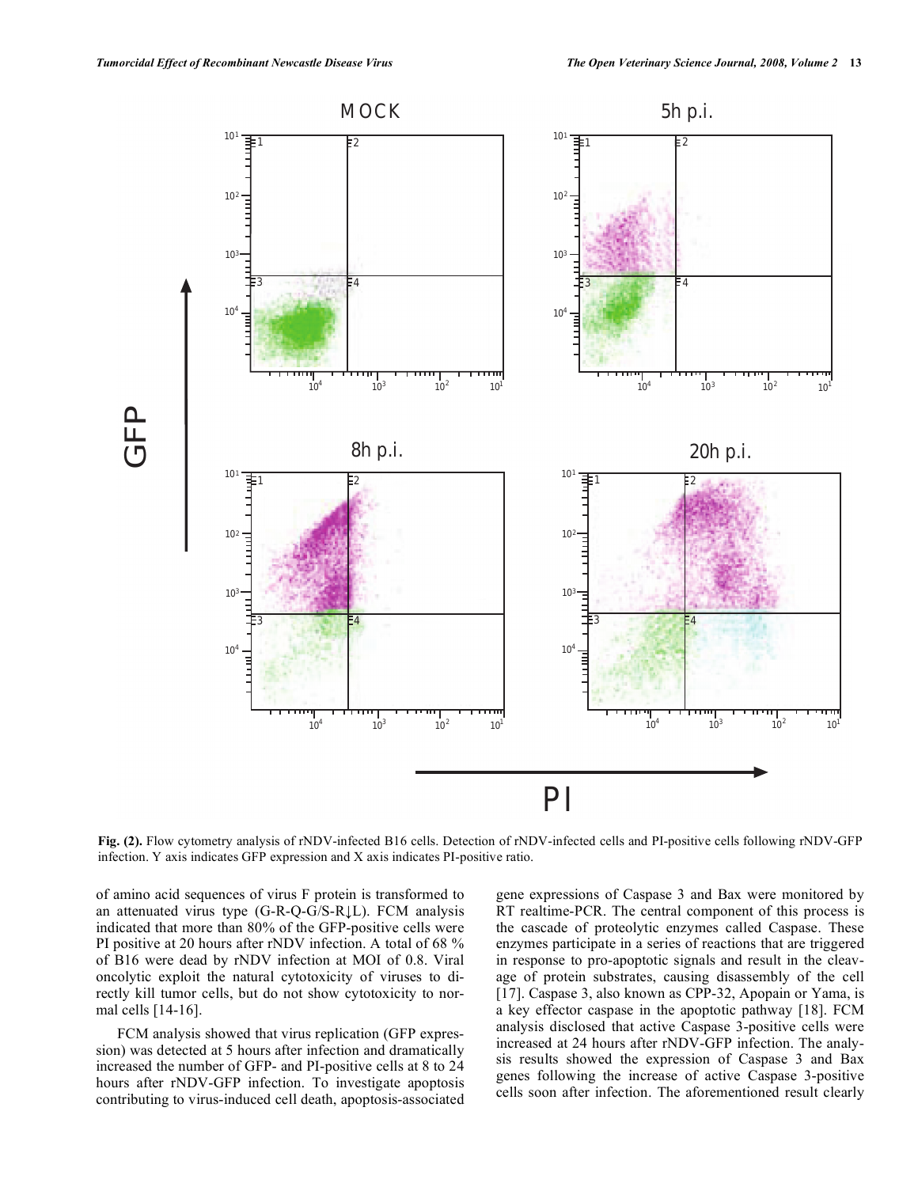Fig. (2). Flow cytometry analysis of rNDV-infected B16 cells. Detection of rNDV-infected cells and PI-positive cells following rNDV-GFP infection. Y axis indicates GFP expression and X axis indicates PI-positive ratio.

of amino acid sequences of virus F protein is transformed to an attenuated virus type (G-R-Q-G/S-R↓L). FCM analysis indicated that more than 80% of the GFP-positive cells were PI positive at 20 hours after rNDV infection. A total of 68 % of B16 were dead by rNDV infection at MOI of 0.8. Viral oncolytic exploit the natural cytotoxicity of viruses to directly kill tumor cells, but do not show cytotoxicity to normal cells [14-16].

FCM analysis showed that virus replication (GFP expression) was detected at 5 hours after infection and dramatically increased the number of GFP- and PI-positive cells at 8 to 24 hours after rNDV-GFP infection. To investigate apoptosis contributing to virus-induced cell death, apoptosis-associated gene expressions of Caspase 3 and Bax were monitored by RT realtime-PCR. The central component of this process is the cascade of proteolytic enzymes called Caspase. These enzymes participate in a series of reactions that are triggered in response to pro-apoptotic signals and result in the cleavage of protein substrates, causing disassembly of the cell [17]. Caspase 3, also known as CPP-32, Apopain or Yama, is a key effector caspase in the apoptotic pathway [18]. FCM analysis disclosed that active Caspase 3-positive cells were increased at 24 hours after rNDV-GFP infection. The analysis results showed the expression of Caspase 3 and Bax genes following the increase of active Caspase 3-positive cells soon after infection. The aforementioned result clearly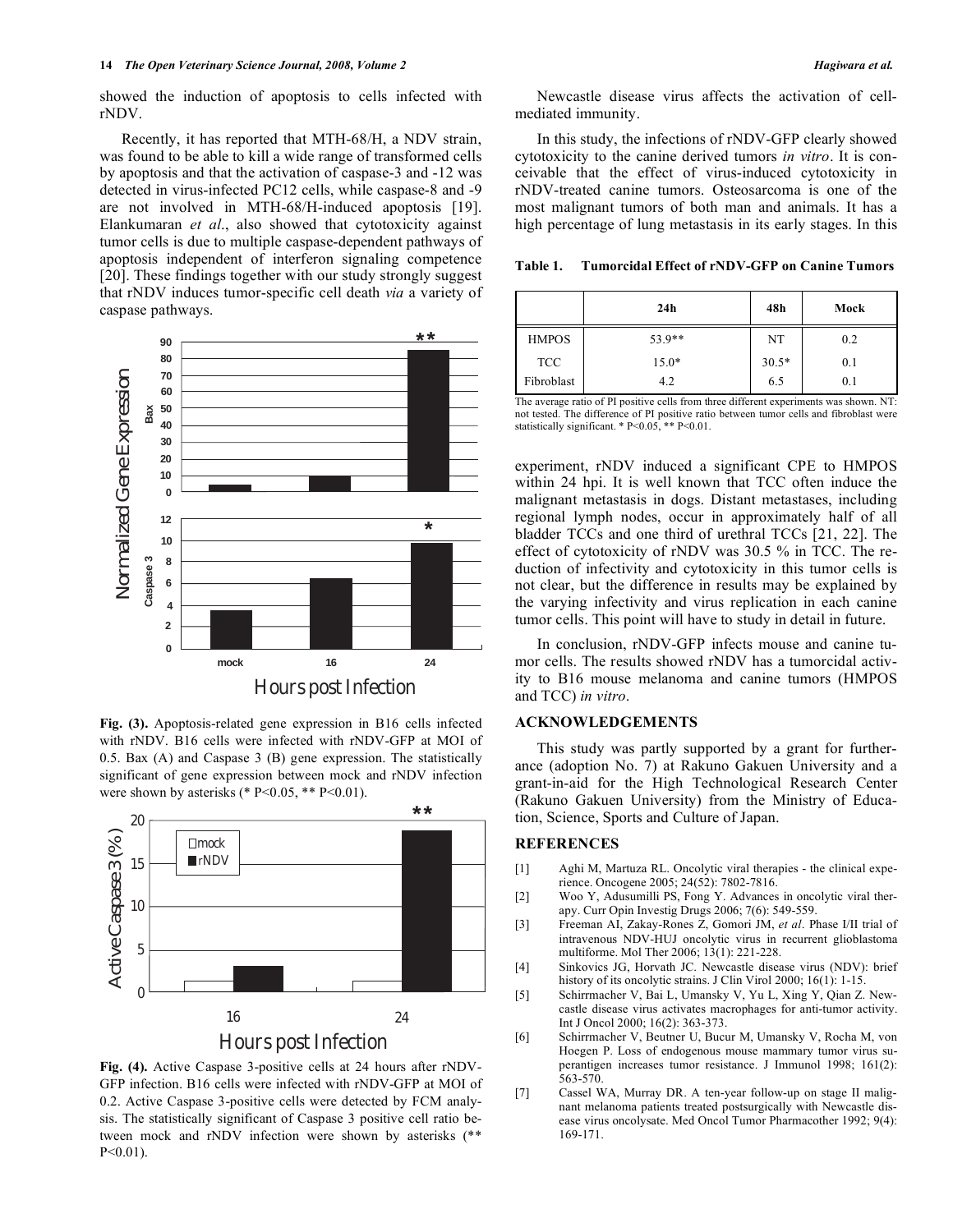showed the induction of apoptosis to cells infected with rNDV.

Recently, it has reported that MTH-68/H, a NDV strain, was found to be able to kill a wide range of transformed cells by apoptosis and that the activation of caspase-3 and -12 was detected in virus-infected PC12 cells, while caspase-8 and -9 are not involved in MTH-68/H-induced apoptosis [19]. Elankumaran *et al*., also showed that cytotoxicity against tumor cells is due to multiple caspase-dependent pathways of apoptosis independent of interferon signaling competence [20]. These findings together with our study strongly suggest that rNDV induces tumor-specific cell death *via* a variety of caspase pathways.

**Fig. (3).** Apoptosis-related gene expression in B16 cells infected with rNDV. B16 cells were infected with rNDV-GFP at MOI of 0.5. Bax (A) and Caspase 3 (B) gene expression. The statistically significant of gene expression between mock and rNDV infection were shown by asterisks (* P<0.05, ** P<0.01).

**Fig. (4).** Active Caspase 3-positive cells at 24 hours after rNDV-GFP infection. B16 cells were infected with rNDV-GFP at MOI of 0.2. Active Caspase 3-positive cells were detected by FCM analysis. The statistically significant of Caspase 3 positive cell ratio between mock and rNDV infection were shown by asterisks (** P<0.01).

Newcastle disease virus affects the activation of cell-mediated immunity.

In this study, the infections of rNDV-GFP clearly showed cytotoxicity to the canine derived tumors *in vitro*. It is conceivable that the effect of virus-induced cytotoxicity in rNDV-treated canine tumors. Osteosarcoma is one of the most malignant tumors of both man and animals. It has a high percentage of lung metastasis in its early stages. In this experiment, rNDV induced a significant CPE to HMPOS within 24 hpi. It is well known that TCC often induce the malignant metastasis in dogs. Distant metastases, including regional lymph nodes, occur in approximately half of all bladder TCCs and one third of urethral TCCs [21, 22]. The effect of cytotoxicity of rNDV was 30.5 % in TCC. The reduction of infectivity and cytotoxicity in this tumor cells is not clear, but the difference in results may be explained by the varying infectivity and virus replication in each canine tumor cells. This point will have to study in detail in future.

**Table 1. Tumorcidal Effect of rNDV-GFP on Canine Tumors**

| | 24h | 48h | Mock |
|---|---|---|---|
| HMPOS | 53.9** | NT | 0.2 |
| TCC | 15.0* | 30.5* | 0.1 |
| Fibroblast | 4.2 | 6.5 | 0.1 |

The average ratio of PI positive cells from three different experiments was shown. NT: not tested. The difference of PI positive ratio between tumor cells and fibroblast were statistically significant. * P<0.05, ** P<0.01.

In conclusion, rNDV-GFP infects mouse and canine tumor cells. The results showed rNDV has a tumorcidal activity to B16 mouse melanoma and canine tumors (HMPOS and TCC) *in vitro*.

## ACKNOWLEDGEMENTS

This study was partly supported by a grant for furtherance (adoption No. 7) at Rakuno Gakuen University and a grant-in-aid for the High Technological Research Center (Rakuno Gakuen University) from the Ministry of Education, Science, Sports and Culture of Japan.

## REFERENCES

[1] Aghi M, Martuza RL. Oncolytic viral therapies - the clinical experience. Oncogene 2005; 24(52): 7802-7816.

[2] Woo Y, Adusumilli PS, Fong Y. Advances in oncolytic viral therapy. Curr Opin Investig Drugs 2006; 7(6): 549-559.

[3] Freeman AI, Zakay-Rones Z, Gomori JM, *et al*. Phase I/II trial of intravenous NDV-HUJ oncolytic virus in recurrent glioblastoma multiforme. Mol Ther 2006; 13(1): 221-228.

[4] Sinkovics JG, Horvath JC. Newcastle disease virus (NDV): brief history of its oncolytic strains. J Clin Virol 2000; 16(1): 1-15.

[5] Schirrmacher V, Bai L, Umansky V, Yu L, Xing Y, Qian Z. Newcastle disease virus activates macrophages for anti-tumor activity. Int J Oncol 2000; 16(2): 363-373.

[6] Schirrmacher V, Beutner U, Bucur M, Umansky V, Rocha M, von Hoegen P. Loss of endogenous mouse mammary tumor virus superantigen increases tumor resistance. J Immunol 1998; 161(2): 563-570.

[7] Cassel WA, Murray DR. A ten-year follow-up on stage II malignant melanoma patients treated postsurgically with Newcastle disease virus oncolysate. Med Oncol Tumor Pharmacother 1992; 9(4): 169-171.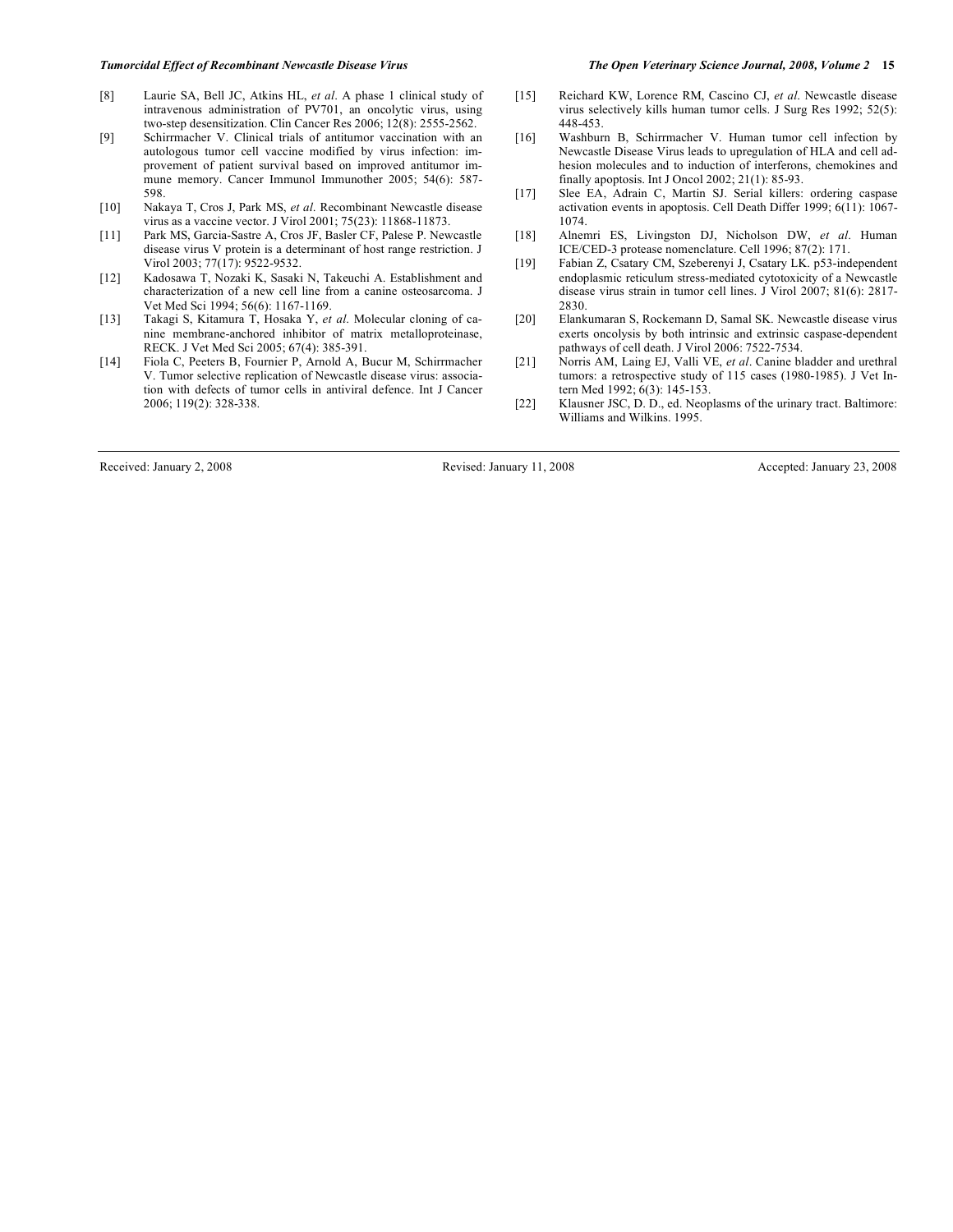[8] Laurie SA, Bell JC, Atkins HL, *et al*. A phase 1 clinical study of intravenous administration of PV701, an oncolytic virus, using two-step desensitization. Clin Cancer Res 2006; 12(8): 2555-2562.

[9] Schirrmacher V. Clinical trials of antitumor vaccination with an autologous tumor cell vaccine modified by virus infection: improvement of patient survival based on improved antitumor immune memory. Cancer Immunol Immunother 2005; 54(6): 587-598.

[10] Nakaya T, Cros J, Park MS, *et al*. Recombinant Newcastle disease virus as a vaccine vector. J Virol 2001; 75(23): 11868-11873.

[11] Park MS, Garcia-Sastre A, Cros JF, Basler CF, Palese P. Newcastle disease virus V protein is a determinant of host range restriction. J Virol 2003; 77(17): 9522-9532.

[12] Kadosawa T, Nozaki K, Sasaki N, Takeuchi A. Establishment and characterization of a new cell line from a canine osteosarcoma. J Vet Med Sci 1994; 56(6): 1167-1169.

[13] Takagi S, Kitamura T, Hosaka Y, *et al*. Molecular cloning of canine membrane-anchored inhibitor of matrix metalloproteinase, RECK. J Vet Med Sci 2005; 67(4): 385-391.

[14] Fiola C, Peeters B, Fournier P, Arnold A, Bucur M, Schirrmacher V. Tumor selective replication of Newcastle disease virus: association with defects of tumor cells in antiviral defence. Int J Cancer 2006; 119(2): 328-338.

[15] Reichard KW, Lorence RM, Cascino CJ, *et al*. Newcastle disease virus selectively kills human tumor cells. J Surg Res 1992; 52(5): 448-453.

[16] Washburn B, Schirrmacher V. Human tumor cell infection by Newcastle Disease Virus leads to upregulation of HLA and cell adhesion molecules and to induction of interferons, chemokines and finally apoptosis. Int J Oncol 2002; 21(1): 85-93.

[17] Slee EA, Adrain C, Martin SJ. Serial killers: ordering caspase activation events in apoptosis. Cell Death Differ 1999; 6(11): 1067-1074.

[18] Alnemri ES, Livingston DJ, Nicholson DW, *et al*. Human ICE/CED-3 protease nomenclature. Cell 1996; 87(2): 171.

[19] Fabian Z, Csatary CM, Szeberenyi J, Csatary LK. p53-independent endoplasmic reticulum stress-mediated cytotoxicity of a Newcastle disease virus strain in tumor cell lines. J Virol 2007; 81(6): 2817-2830.

[20] Elankumaran S, Rockemann D, Samal SK. Newcastle disease virus exerts oncolysis by both intrinsic and extrinsic caspase-dependent pathways of cell death. J Virol 2006: 7522-7534.

[21] Norris AM, Laing EJ, Valli VE, *et al*. Canine bladder and urethral tumors: a retrospective study of 115 cases (1980-1985). J Vet Intern Med 1992; 6(3): 145-153.

[22] Klausner JSC, D. D., ed. Neoplasms of the urinary tract. Baltimore: Williams and Wilkins. 1995.

Received: January 2, 2008 Revised: January 11, 2008 Accepted: January 23, 2008